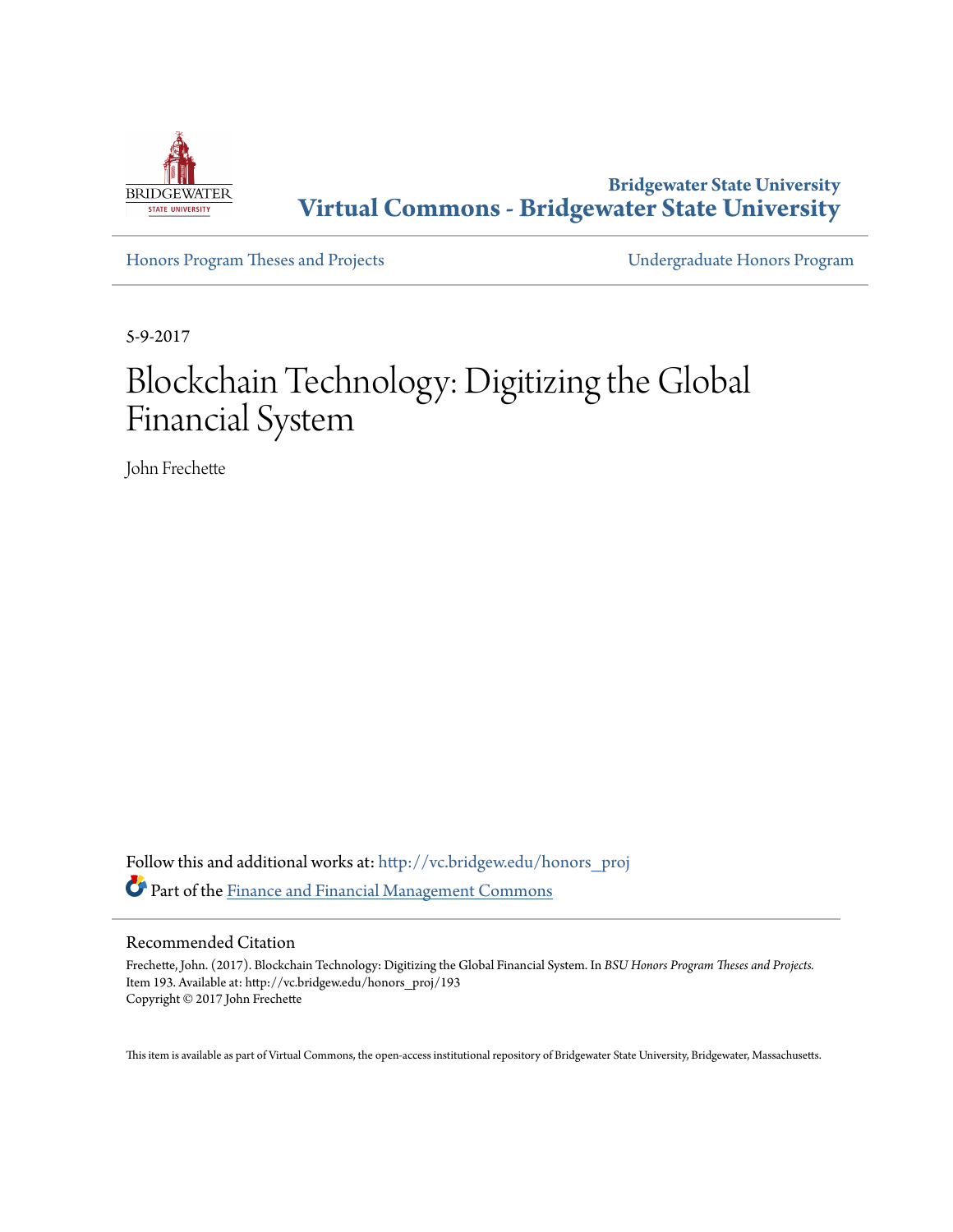Bridgewater State University

**Virtual Commons - Bridgewater State University**

Honors Program Theses and Projects

Undergraduate Honors Program

5-9-2017

# Blockchain Technology: Digitizing the Global Financial System

John Frechette

Follow this and additional works at: http://vc.bridgew.edu/honors_proj

Part of the Finance and Financial Management Commons

## Recommended Citation

Frechette, John. (2017). Blockchain Technology: Digitizing the Global Financial System. In *BSU Honors Program Theses and Projects.* Item 193. Available at: http://vc.bridgew.edu/honors_proj/193

Copyright © 2017 John Frechette

This item is available as part of Virtual Commons, the open-access institutional repository of Bridgewater State University, Bridgewater, Massachusetts.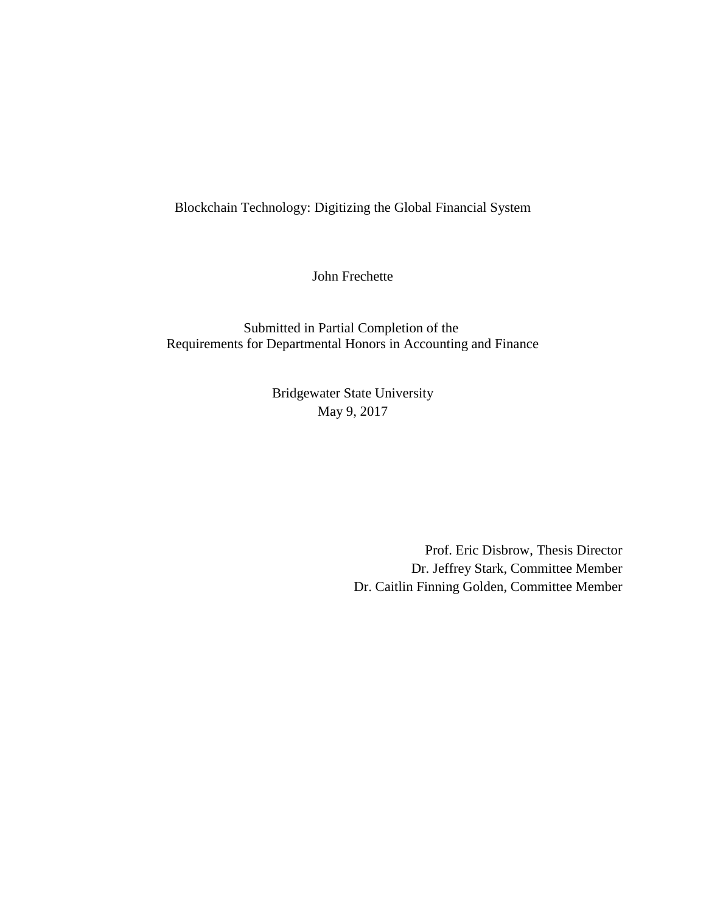# Blockchain Technology: Digitizing the Global Financial System

John Frechette

Submitted in Partial Completion of the
Requirements for Departmental Honors in Accounting and Finance

Bridgewater State University
May 9, 2017

Prof. Eric Disbrow, Thesis Director
Dr. Jeffrey Stark, Committee Member
Dr. Caitlin Finning Golden, Committee Member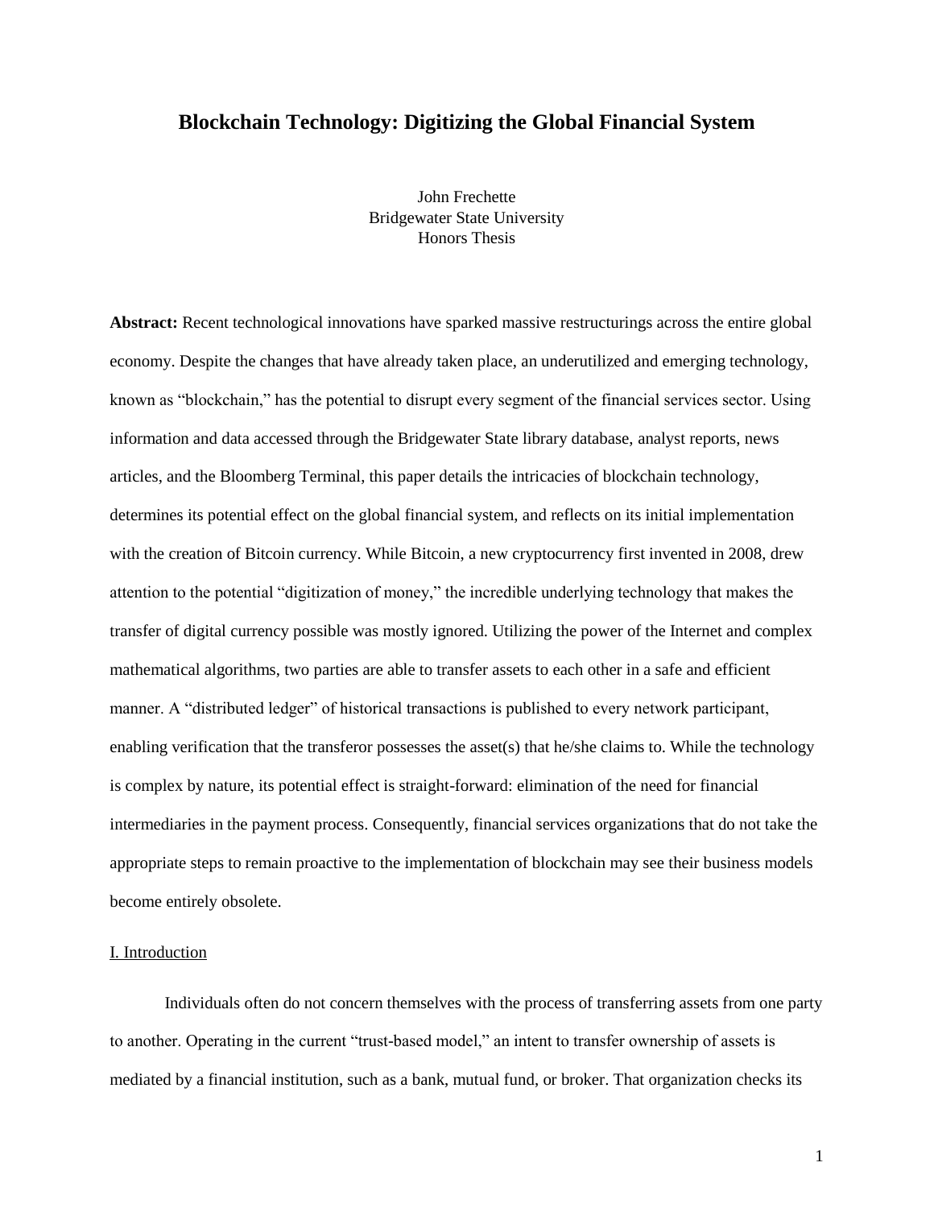# Blockchain Technology: Digitizing the Global Financial System

John Frechette
Bridgewater State University
Honors Thesis

**Abstract:** Recent technological innovations have sparked massive restructurings across the entire global economy. Despite the changes that have already taken place, an underutilized and emerging technology, known as "blockchain," has the potential to disrupt every segment of the financial services sector. Using information and data accessed through the Bridgewater State library database, analyst reports, news articles, and the Bloomberg Terminal, this paper details the intricacies of blockchain technology, determines its potential effect on the global financial system, and reflects on its initial implementation with the creation of Bitcoin currency. While Bitcoin, a new cryptocurrency first invented in 2008, drew attention to the potential "digitization of money," the incredible underlying technology that makes the transfer of digital currency possible was mostly ignored. Utilizing the power of the Internet and complex mathematical algorithms, two parties are able to transfer assets to each other in a safe and efficient manner. A "distributed ledger" of historical transactions is published to every network participant, enabling verification that the transferor possesses the asset(s) that he/she claims to. While the technology is complex by nature, its potential effect is straight-forward: elimination of the need for financial intermediaries in the payment process. Consequently, financial services organizations that do not take the appropriate steps to remain proactive to the implementation of blockchain may see their business models become entirely obsolete.

## I. Introduction

Individuals often do not concern themselves with the process of transferring assets from one party to another. Operating in the current "trust-based model," an intent to transfer ownership of assets is mediated by a financial institution, such as a bank, mutual fund, or broker. That organization checks its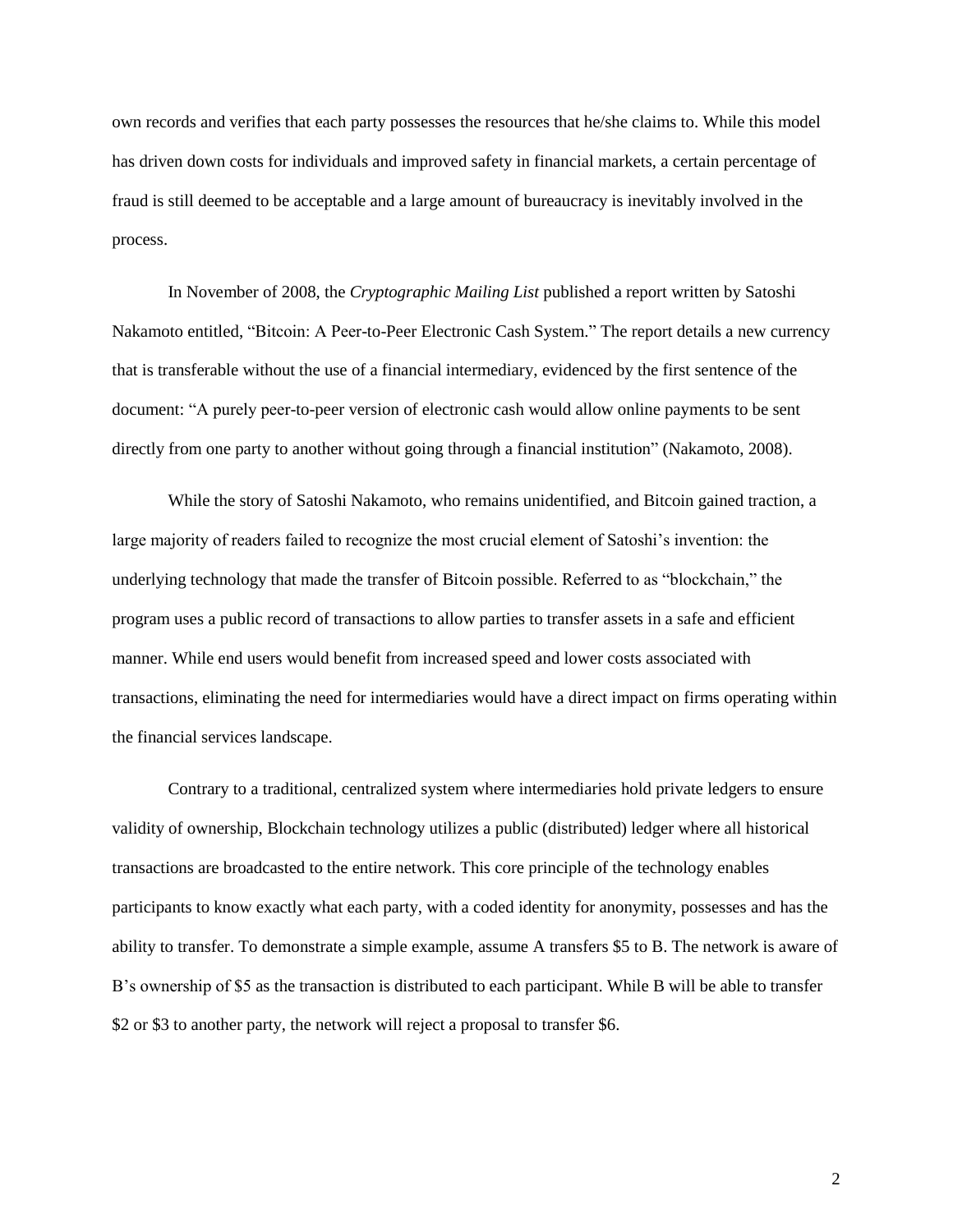own records and verifies that each party possesses the resources that he/she claims to. While this model has driven down costs for individuals and improved safety in financial markets, a certain percentage of fraud is still deemed to be acceptable and a large amount of bureaucracy is inevitably involved in the process.

In November of 2008, the *Cryptographic Mailing List* published a report written by Satoshi Nakamoto entitled, "Bitcoin: A Peer-to-Peer Electronic Cash System." The report details a new currency that is transferable without the use of a financial intermediary, evidenced by the first sentence of the document: "A purely peer-to-peer version of electronic cash would allow online payments to be sent directly from one party to another without going through a financial institution" (Nakamoto, 2008).

While the story of Satoshi Nakamoto, who remains unidentified, and Bitcoin gained traction, a large majority of readers failed to recognize the most crucial element of Satoshi's invention: the underlying technology that made the transfer of Bitcoin possible. Referred to as "blockchain," the program uses a public record of transactions to allow parties to transfer assets in a safe and efficient manner. While end users would benefit from increased speed and lower costs associated with transactions, eliminating the need for intermediaries would have a direct impact on firms operating within the financial services landscape.

Contrary to a traditional, centralized system where intermediaries hold private ledgers to ensure validity of ownership, Blockchain technology utilizes a public (distributed) ledger where all historical transactions are broadcasted to the entire network. This core principle of the technology enables participants to know exactly what each party, with a coded identity for anonymity, possesses and has the ability to transfer. To demonstrate a simple example, assume A transfers $5 to B. The network is aware of B's ownership of $5 as the transaction is distributed to each participant. While B will be able to transfer $2 or $3 to another party, the network will reject a proposal to transfer $6.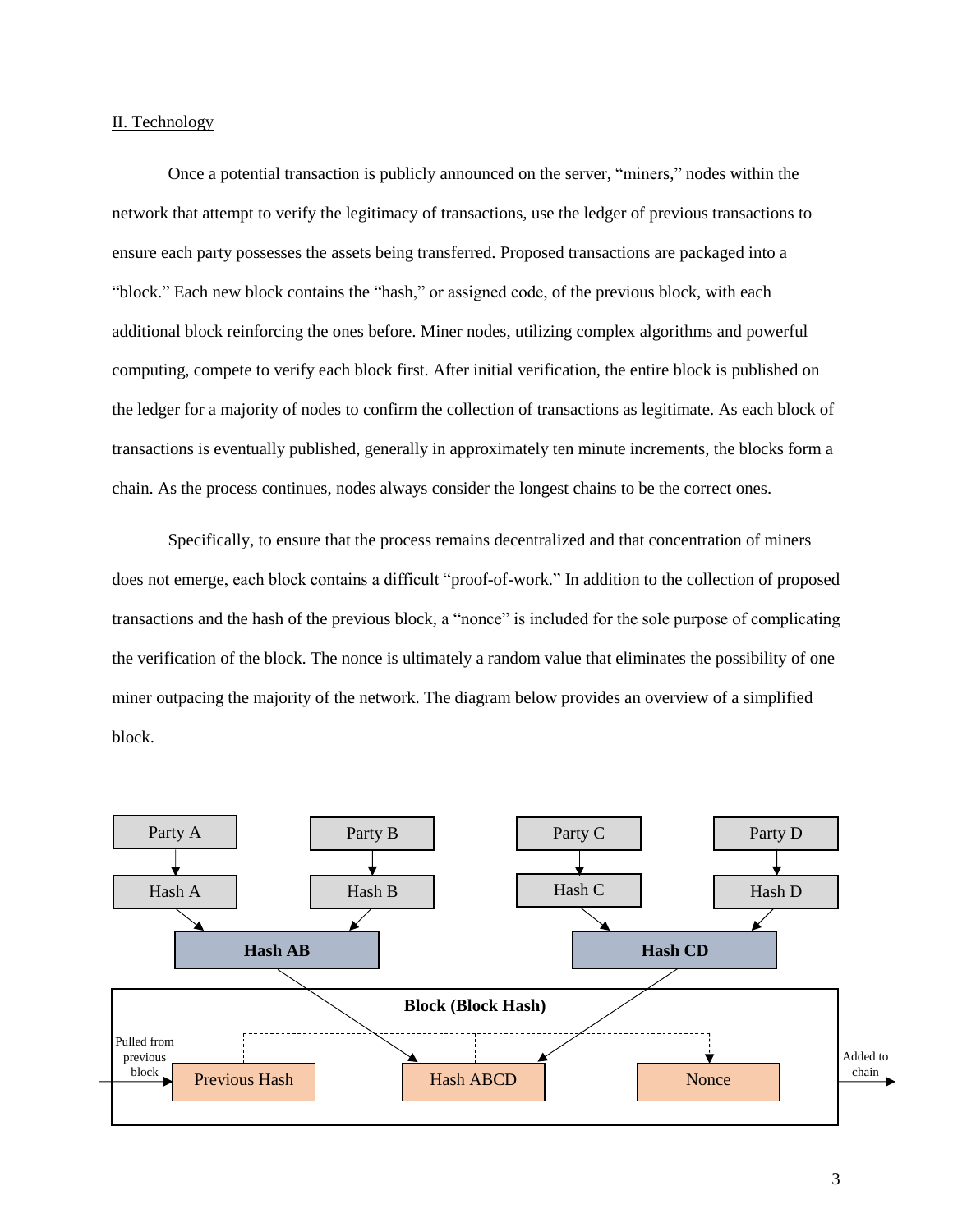## II. Technology

Once a potential transaction is publicly announced on the server, "miners," nodes within the network that attempt to verify the legitimacy of transactions, use the ledger of previous transactions to ensure each party possesses the assets being transferred. Proposed transactions are packaged into a "block." Each new block contains the "hash," or assigned code, of the previous block, with each additional block reinforcing the ones before. Miner nodes, utilizing complex algorithms and powerful computing, compete to verify each block first. After initial verification, the entire block is published on the ledger for a majority of nodes to confirm the collection of transactions as legitimate. As each block of transactions is eventually published, generally in approximately ten minute increments, the blocks form a chain. As the process continues, nodes always consider the longest chains to be the correct ones.

Specifically, to ensure that the process remains decentralized and that concentration of miners does not emerge, each block contains a difficult "proof-of-work." In addition to the collection of proposed transactions and the hash of the previous block, a "nonce" is included for the sole purpose of complicating the verification of the block. The nonce is ultimately a random value that eliminates the possibility of one miner outpacing the majority of the network. The diagram below provides an overview of a simplified block.

Party A → Hash A; Party B → Hash B; Party C → Hash C; Party D → Hash D

Hash A + Hash B → **Hash AB**; Hash C + Hash D → **Hash CD**

**Block (Block Hash)**: Pulled from previous block → Previous Hash | Hash ABCD | Nonce → Added to chain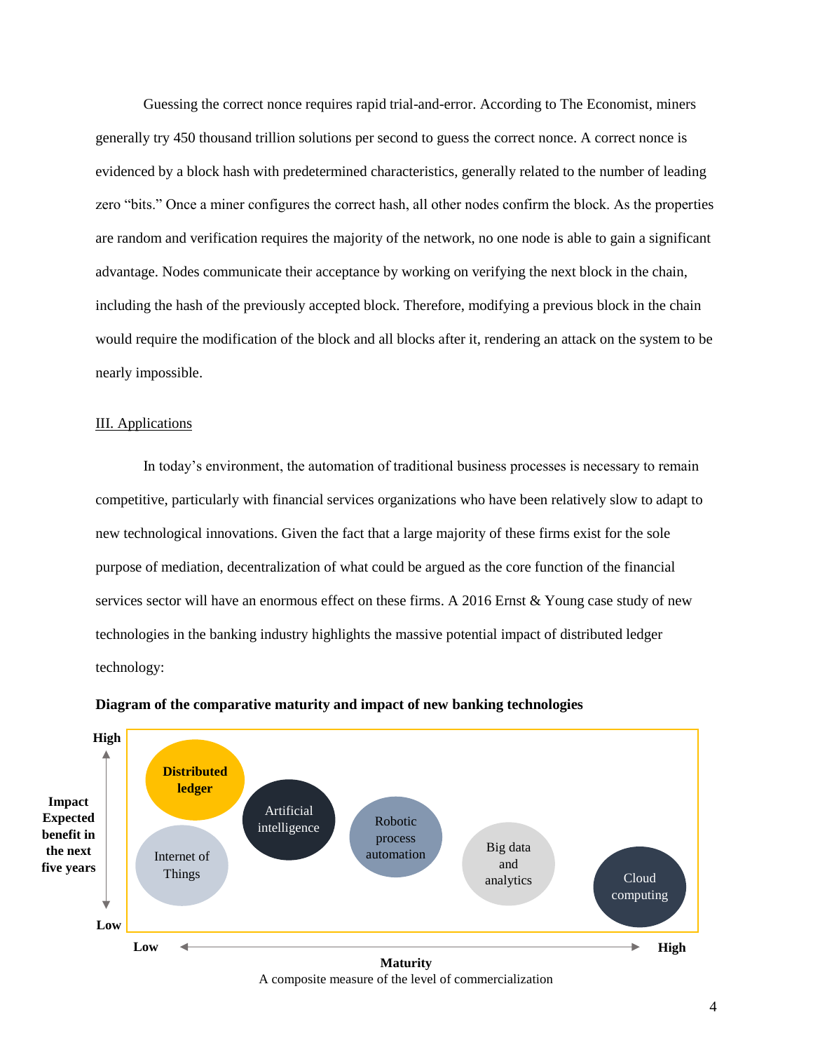Guessing the correct nonce requires rapid trial-and-error. According to The Economist, miners generally try 450 thousand trillion solutions per second to guess the correct nonce. A correct nonce is evidenced by a block hash with predetermined characteristics, generally related to the number of leading zero "bits." Once a miner configures the correct hash, all other nodes confirm the block. As the properties are random and verification requires the majority of the network, no one node is able to gain a significant advantage. Nodes communicate their acceptance by working on verifying the next block in the chain, including the hash of the previously accepted block. Therefore, modifying a previous block in the chain would require the modification of the block and all blocks after it, rendering an attack on the system to be nearly impossible.

## III. Applications

In today's environment, the automation of traditional business processes is necessary to remain competitive, particularly with financial services organizations who have been relatively slow to adapt to new technological innovations. Given the fact that a large majority of these firms exist for the sole purpose of mediation, decentralization of what could be argued as the core function of the financial services sector will have an enormous effect on these firms. A 2016 Ernst & Young case study of new technologies in the banking industry highlights the massive potential impact of distributed ledger technology:

**Diagram of the comparative maturity and impact of new banking technologies**

Impact Expected benefit in the next five years (Low to High)

Distributed ledger · Internet of Things · Artificial intelligence · Robotic process automation · Big data and analytics · Cloud computing

Maturity (Low to High)
A composite measure of the level of commercialization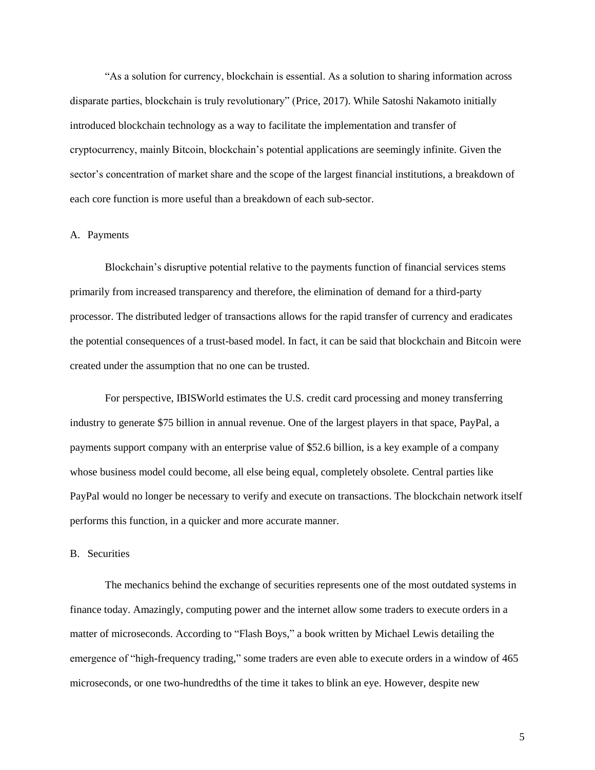"As a solution for currency, blockchain is essential. As a solution to sharing information across disparate parties, blockchain is truly revolutionary" (Price, 2017). While Satoshi Nakamoto initially introduced blockchain technology as a way to facilitate the implementation and transfer of cryptocurrency, mainly Bitcoin, blockchain's potential applications are seemingly infinite. Given the sector's concentration of market share and the scope of the largest financial institutions, a breakdown of each core function is more useful than a breakdown of each sub-sector.

A. Payments

Blockchain's disruptive potential relative to the payments function of financial services stems primarily from increased transparency and therefore, the elimination of demand for a third-party processor. The distributed ledger of transactions allows for the rapid transfer of currency and eradicates the potential consequences of a trust-based model. In fact, it can be said that blockchain and Bitcoin were created under the assumption that no one can be trusted.

For perspective, IBISWorld estimates the U.S. credit card processing and money transferring industry to generate $75 billion in annual revenue. One of the largest players in that space, PayPal, a payments support company with an enterprise value of $52.6 billion, is a key example of a company whose business model could become, all else being equal, completely obsolete. Central parties like PayPal would no longer be necessary to verify and execute on transactions. The blockchain network itself performs this function, in a quicker and more accurate manner.

B. Securities

The mechanics behind the exchange of securities represents one of the most outdated systems in finance today. Amazingly, computing power and the internet allow some traders to execute orders in a matter of microseconds. According to "Flash Boys," a book written by Michael Lewis detailing the emergence of "high-frequency trading," some traders are even able to execute orders in a window of 465 microseconds, or one two-hundredths of the time it takes to blink an eye. However, despite new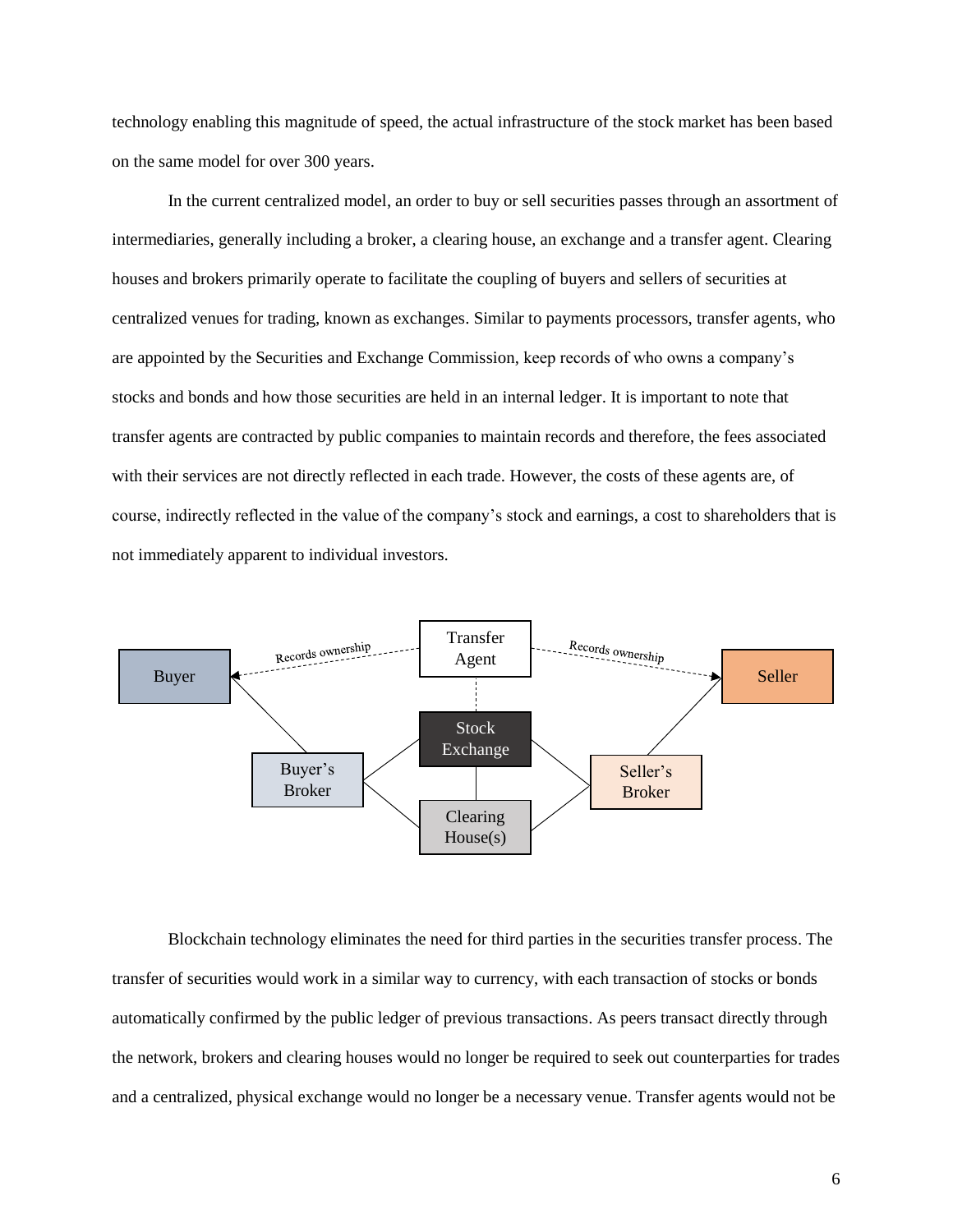technology enabling this magnitude of speed, the actual infrastructure of the stock market has been based on the same model for over 300 years.

In the current centralized model, an order to buy or sell securities passes through an assortment of intermediaries, generally including a broker, a clearing house, an exchange and a transfer agent. Clearing houses and brokers primarily operate to facilitate the coupling of buyers and sellers of securities at centralized venues for trading, known as exchanges. Similar to payments processors, transfer agents, who are appointed by the Securities and Exchange Commission, keep records of who owns a company's stocks and bonds and how those securities are held in an internal ledger. It is important to note that transfer agents are contracted by public companies to maintain records and therefore, the fees associated with their services are not directly reflected in each trade. However, the costs of these agents are, of course, indirectly reflected in the value of the company's stock and earnings, a cost to shareholders that is not immediately apparent to individual investors.

Blockchain technology eliminates the need for third parties in the securities transfer process. The transfer of securities would work in a similar way to currency, with each transaction of stocks or bonds automatically confirmed by the public ledger of previous transactions. As peers transact directly through the network, brokers and clearing houses would no longer be required to seek out counterparties for trades and a centralized, physical exchange would no longer be a necessary venue. Transfer agents would not be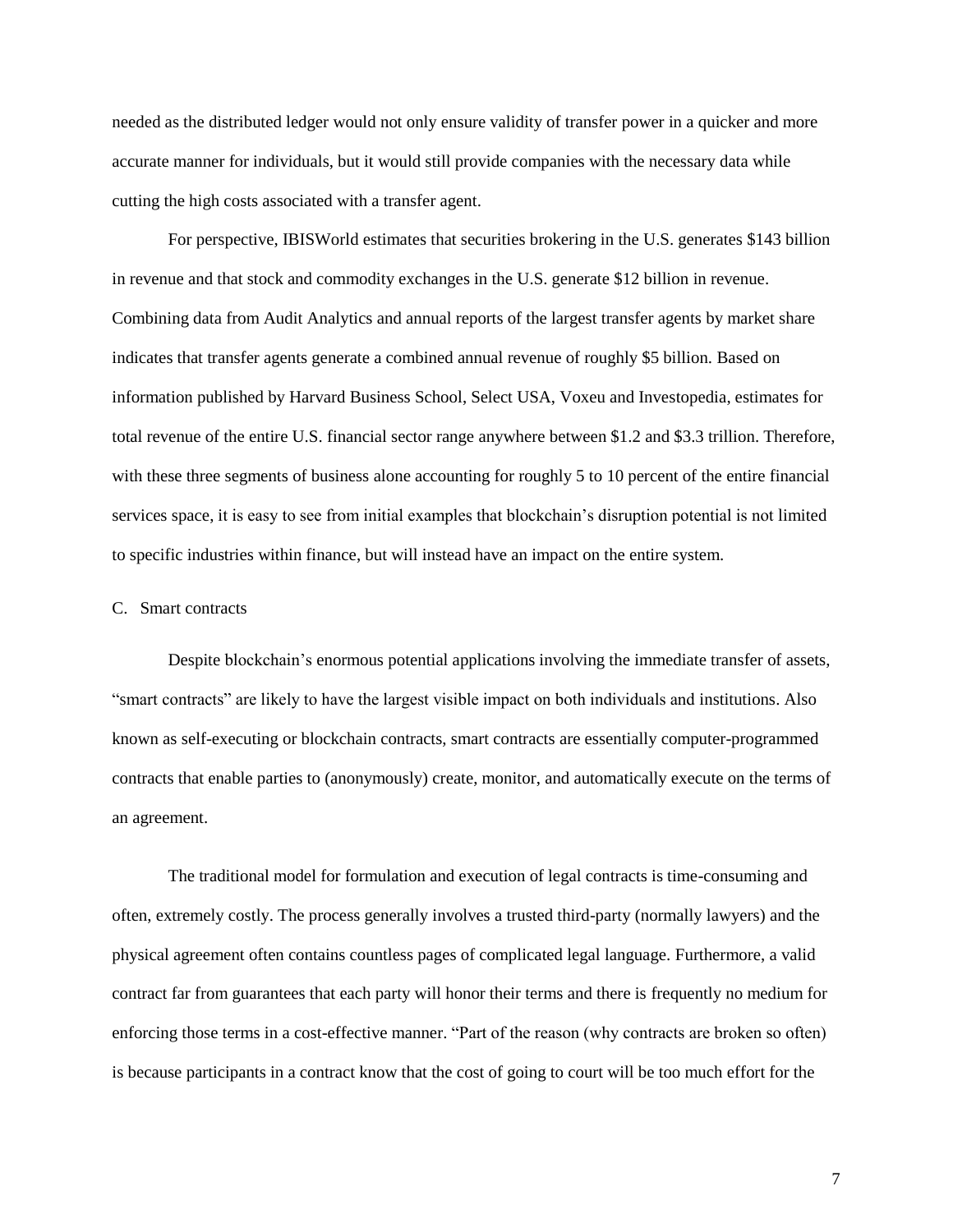needed as the distributed ledger would not only ensure validity of transfer power in a quicker and more accurate manner for individuals, but it would still provide companies with the necessary data while cutting the high costs associated with a transfer agent.

For perspective, IBISWorld estimates that securities brokering in the U.S. generates $143 billion in revenue and that stock and commodity exchanges in the U.S. generate $12 billion in revenue. Combining data from Audit Analytics and annual reports of the largest transfer agents by market share indicates that transfer agents generate a combined annual revenue of roughly $5 billion. Based on information published by Harvard Business School, Select USA, Voxeu and Investopedia, estimates for total revenue of the entire U.S. financial sector range anywhere between $1.2 and $3.3 trillion. Therefore, with these three segments of business alone accounting for roughly 5 to 10 percent of the entire financial services space, it is easy to see from initial examples that blockchain's disruption potential is not limited to specific industries within finance, but will instead have an impact on the entire system.

### C. Smart contracts

Despite blockchain's enormous potential applications involving the immediate transfer of assets, "smart contracts" are likely to have the largest visible impact on both individuals and institutions. Also known as self-executing or blockchain contracts, smart contracts are essentially computer-programmed contracts that enable parties to (anonymously) create, monitor, and automatically execute on the terms of an agreement.

The traditional model for formulation and execution of legal contracts is time-consuming and often, extremely costly. The process generally involves a trusted third-party (normally lawyers) and the physical agreement often contains countless pages of complicated legal language. Furthermore, a valid contract far from guarantees that each party will honor their terms and there is frequently no medium for enforcing those terms in a cost-effective manner. "Part of the reason (why contracts are broken so often) is because participants in a contract know that the cost of going to court will be too much effort for the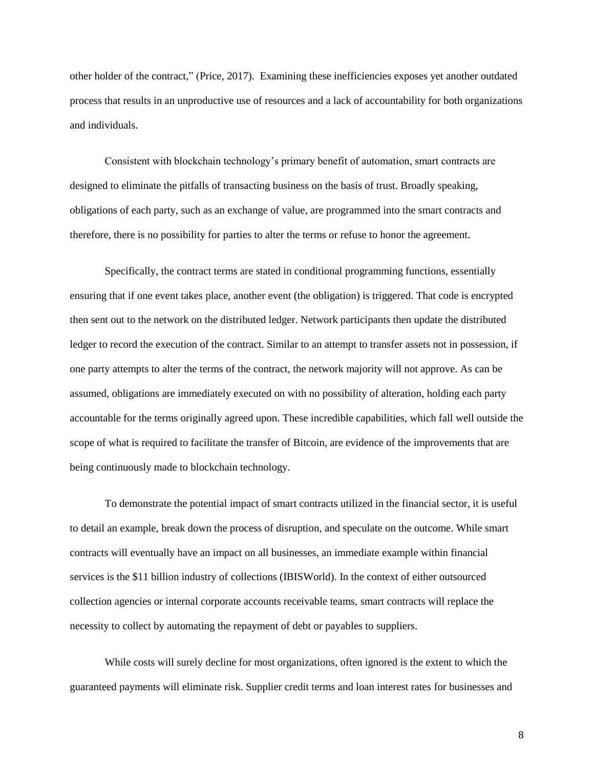other holder of the contract," (Price, 2017). Examining these inefficiencies exposes yet another outdated process that results in an unproductive use of resources and a lack of accountability for both organizations and individuals.

Consistent with blockchain technology's primary benefit of automation, smart contracts are designed to eliminate the pitfalls of transacting business on the basis of trust. Broadly speaking, obligations of each party, such as an exchange of value, are programmed into the smart contracts and therefore, there is no possibility for parties to alter the terms or refuse to honor the agreement.

Specifically, the contract terms are stated in conditional programming functions, essentially ensuring that if one event takes place, another event (the obligation) is triggered. That code is encrypted then sent out to the network on the distributed ledger. Network participants then update the distributed ledger to record the execution of the contract. Similar to an attempt to transfer assets not in possession, if one party attempts to alter the terms of the contract, the network majority will not approve. As can be assumed, obligations are immediately executed on with no possibility of alteration, holding each party accountable for the terms originally agreed upon. These incredible capabilities, which fall well outside the scope of what is required to facilitate the transfer of Bitcoin, are evidence of the improvements that are being continuously made to blockchain technology.

To demonstrate the potential impact of smart contracts utilized in the financial sector, it is useful to detail an example, break down the process of disruption, and speculate on the outcome. While smart contracts will eventually have an impact on all businesses, an immediate example within financial services is the $11 billion industry of collections (IBISWorld). In the context of either outsourced collection agencies or internal corporate accounts receivable teams, smart contracts will replace the necessity to collect by automating the repayment of debt or payables to suppliers.

While costs will surely decline for most organizations, often ignored is the extent to which the guaranteed payments will eliminate risk. Supplier credit terms and loan interest rates for businesses and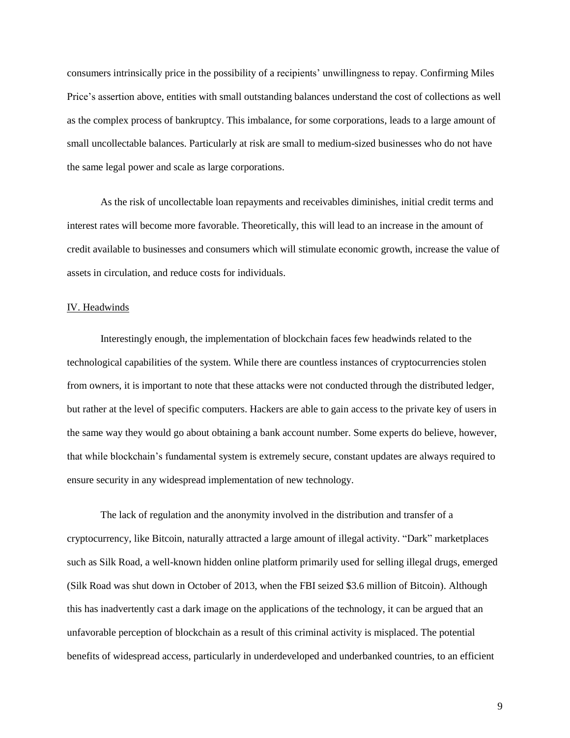consumers intrinsically price in the possibility of a recipients' unwillingness to repay. Confirming Miles Price's assertion above, entities with small outstanding balances understand the cost of collections as well as the complex process of bankruptcy. This imbalance, for some corporations, leads to a large amount of small uncollectable balances. Particularly at risk are small to medium-sized businesses who do not have the same legal power and scale as large corporations.

As the risk of uncollectable loan repayments and receivables diminishes, initial credit terms and interest rates will become more favorable. Theoretically, this will lead to an increase in the amount of credit available to businesses and consumers which will stimulate economic growth, increase the value of assets in circulation, and reduce costs for individuals.

## IV. Headwinds

Interestingly enough, the implementation of blockchain faces few headwinds related to the technological capabilities of the system. While there are countless instances of cryptocurrencies stolen from owners, it is important to note that these attacks were not conducted through the distributed ledger, but rather at the level of specific computers. Hackers are able to gain access to the private key of users in the same way they would go about obtaining a bank account number. Some experts do believe, however, that while blockchain's fundamental system is extremely secure, constant updates are always required to ensure security in any widespread implementation of new technology.

The lack of regulation and the anonymity involved in the distribution and transfer of a cryptocurrency, like Bitcoin, naturally attracted a large amount of illegal activity. "Dark" marketplaces such as Silk Road, a well-known hidden online platform primarily used for selling illegal drugs, emerged (Silk Road was shut down in October of 2013, when the FBI seized $3.6 million of Bitcoin). Although this has inadvertently cast a dark image on the applications of the technology, it can be argued that an unfavorable perception of blockchain as a result of this criminal activity is misplaced. The potential benefits of widespread access, particularly in underdeveloped and underbanked countries, to an efficient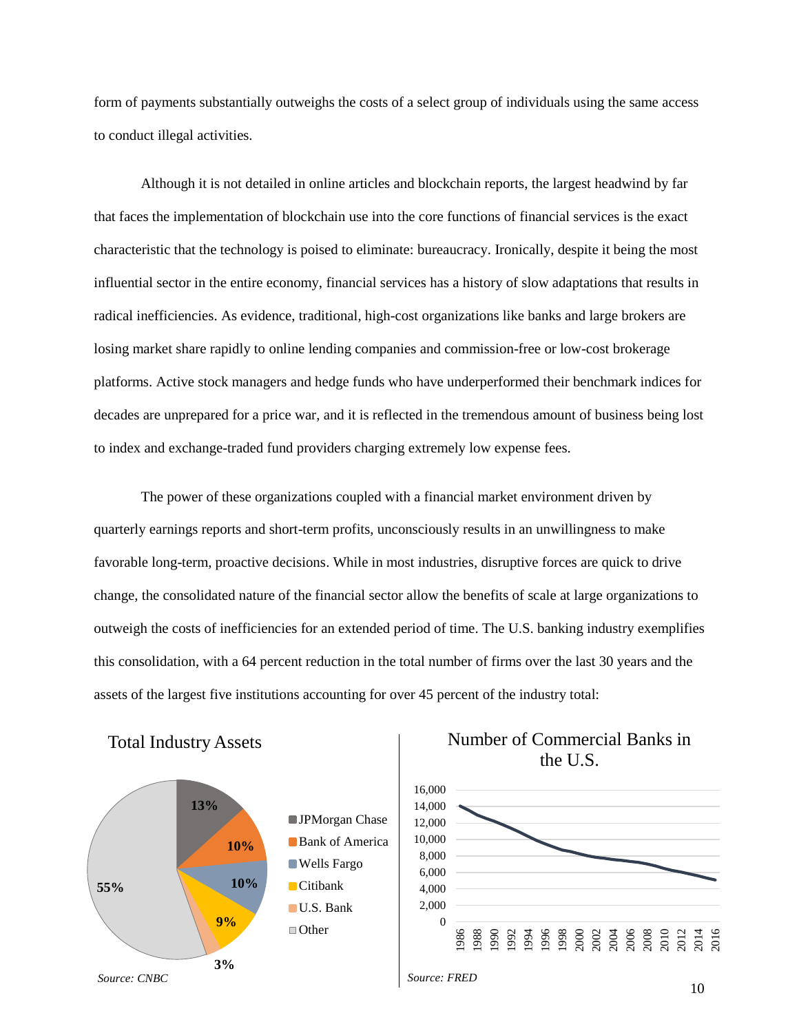form of payments substantially outweighs the costs of a select group of individuals using the same access to conduct illegal activities.

Although it is not detailed in online articles and blockchain reports, the largest headwind by far that faces the implementation of blockchain use into the core functions of financial services is the exact characteristic that the technology is poised to eliminate: bureaucracy. Ironically, despite it being the most influential sector in the entire economy, financial services has a history of slow adaptations that results in radical inefficiencies. As evidence, traditional, high-cost organizations like banks and large brokers are losing market share rapidly to online lending companies and commission-free or low-cost brokerage platforms. Active stock managers and hedge funds who have underperformed their benchmark indices for decades are unprepared for a price war, and it is reflected in the tremendous amount of business being lost to index and exchange-traded fund providers charging extremely low expense fees.

The power of these organizations coupled with a financial market environment driven by quarterly earnings reports and short-term profits, unconsciously results in an unwillingness to make favorable long-term, proactive decisions. While in most industries, disruptive forces are quick to drive change, the consolidated nature of the financial sector allow the benefits of scale at large organizations to outweigh the costs of inefficiencies for an extended period of time. The U.S. banking industry exemplifies this consolidation, with a 64 percent reduction in the total number of firms over the last 30 years and the assets of the largest five institutions accounting for over 45 percent of the industry total:

**Total Industry Assets**

| Institution | Share |
|---|---|
| JPMorgan Chase | 13% |
| Bank of America | 10% |
| Wells Fargo | 10% |
| Citibank | 9% |
| U.S. Bank | 3% |
| Other | 55% |

*Source: CNBC*

**Number of Commercial Banks in the U.S.**

(Line chart, 1986–2016; y-axis 0 to 16,000)

*Source: FRED*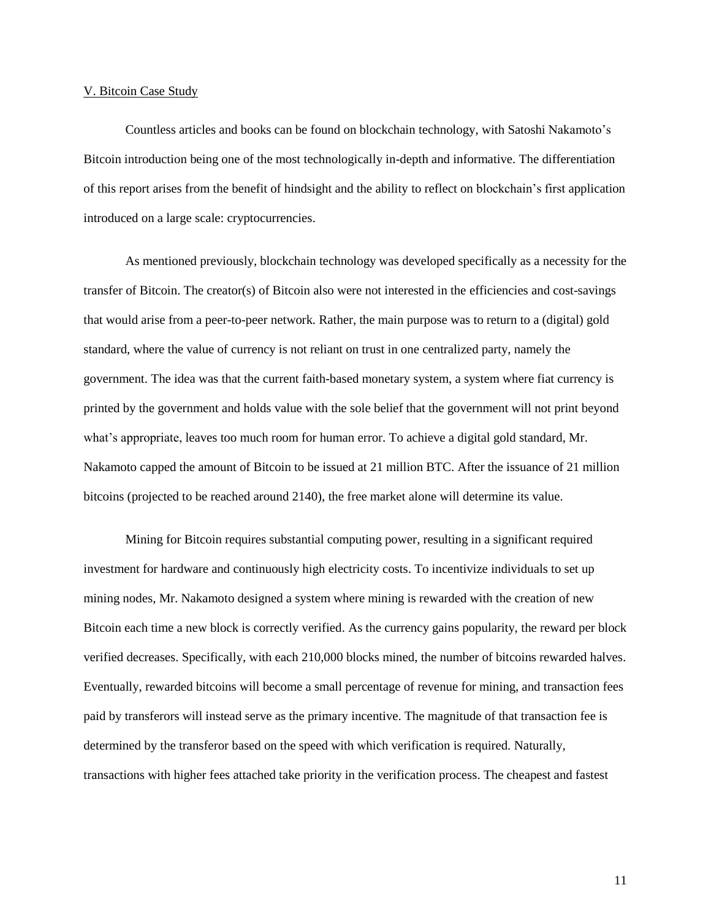## V. Bitcoin Case Study

Countless articles and books can be found on blockchain technology, with Satoshi Nakamoto's Bitcoin introduction being one of the most technologically in-depth and informative. The differentiation of this report arises from the benefit of hindsight and the ability to reflect on blockchain's first application introduced on a large scale: cryptocurrencies.

As mentioned previously, blockchain technology was developed specifically as a necessity for the transfer of Bitcoin. The creator(s) of Bitcoin also were not interested in the efficiencies and cost-savings that would arise from a peer-to-peer network. Rather, the main purpose was to return to a (digital) gold standard, where the value of currency is not reliant on trust in one centralized party, namely the government. The idea was that the current faith-based monetary system, a system where fiat currency is printed by the government and holds value with the sole belief that the government will not print beyond what's appropriate, leaves too much room for human error. To achieve a digital gold standard, Mr. Nakamoto capped the amount of Bitcoin to be issued at 21 million BTC. After the issuance of 21 million bitcoins (projected to be reached around 2140), the free market alone will determine its value.

Mining for Bitcoin requires substantial computing power, resulting in a significant required investment for hardware and continuously high electricity costs. To incentivize individuals to set up mining nodes, Mr. Nakamoto designed a system where mining is rewarded with the creation of new Bitcoin each time a new block is correctly verified. As the currency gains popularity, the reward per block verified decreases. Specifically, with each 210,000 blocks mined, the number of bitcoins rewarded halves. Eventually, rewarded bitcoins will become a small percentage of revenue for mining, and transaction fees paid by transferors will instead serve as the primary incentive. The magnitude of that transaction fee is determined by the transferor based on the speed with which verification is required. Naturally, transactions with higher fees attached take priority in the verification process. The cheapest and fastest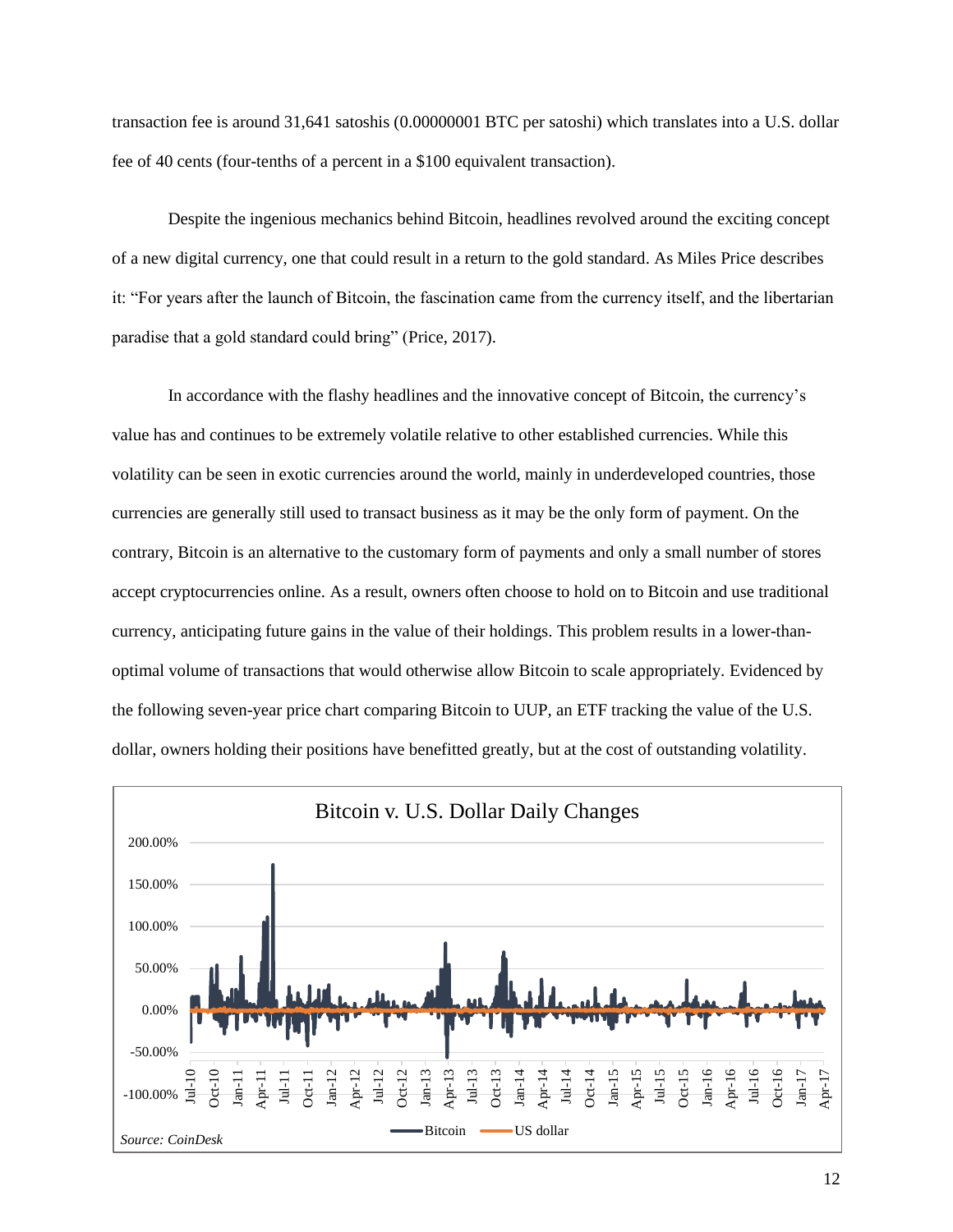transaction fee is around 31,641 satoshis (0.00000001 BTC per satoshi) which translates into a U.S. dollar fee of 40 cents (four-tenths of a percent in a $100 equivalent transaction).

Despite the ingenious mechanics behind Bitcoin, headlines revolved around the exciting concept of a new digital currency, one that could result in a return to the gold standard. As Miles Price describes it: "For years after the launch of Bitcoin, the fascination came from the currency itself, and the libertarian paradise that a gold standard could bring" (Price, 2017).

In accordance with the flashy headlines and the innovative concept of Bitcoin, the currency's value has and continues to be extremely volatile relative to other established currencies. While this volatility can be seen in exotic currencies around the world, mainly in underdeveloped countries, those currencies are generally still used to transact business as it may be the only form of payment. On the contrary, Bitcoin is an alternative to the customary form of payments and only a small number of stores accept cryptocurrencies online. As a result, owners often choose to hold on to Bitcoin and use traditional currency, anticipating future gains in the value of their holdings. This problem results in a lower-than-optimal volume of transactions that would otherwise allow Bitcoin to scale appropriately. Evidenced by the following seven-year price chart comparing Bitcoin to UUP, an ETF tracking the value of the U.S. dollar, owners holding their positions have benefitted greatly, but at the cost of outstanding volatility.

Bitcoin v. U.S. Dollar Daily Changes

*Source: CoinDesk*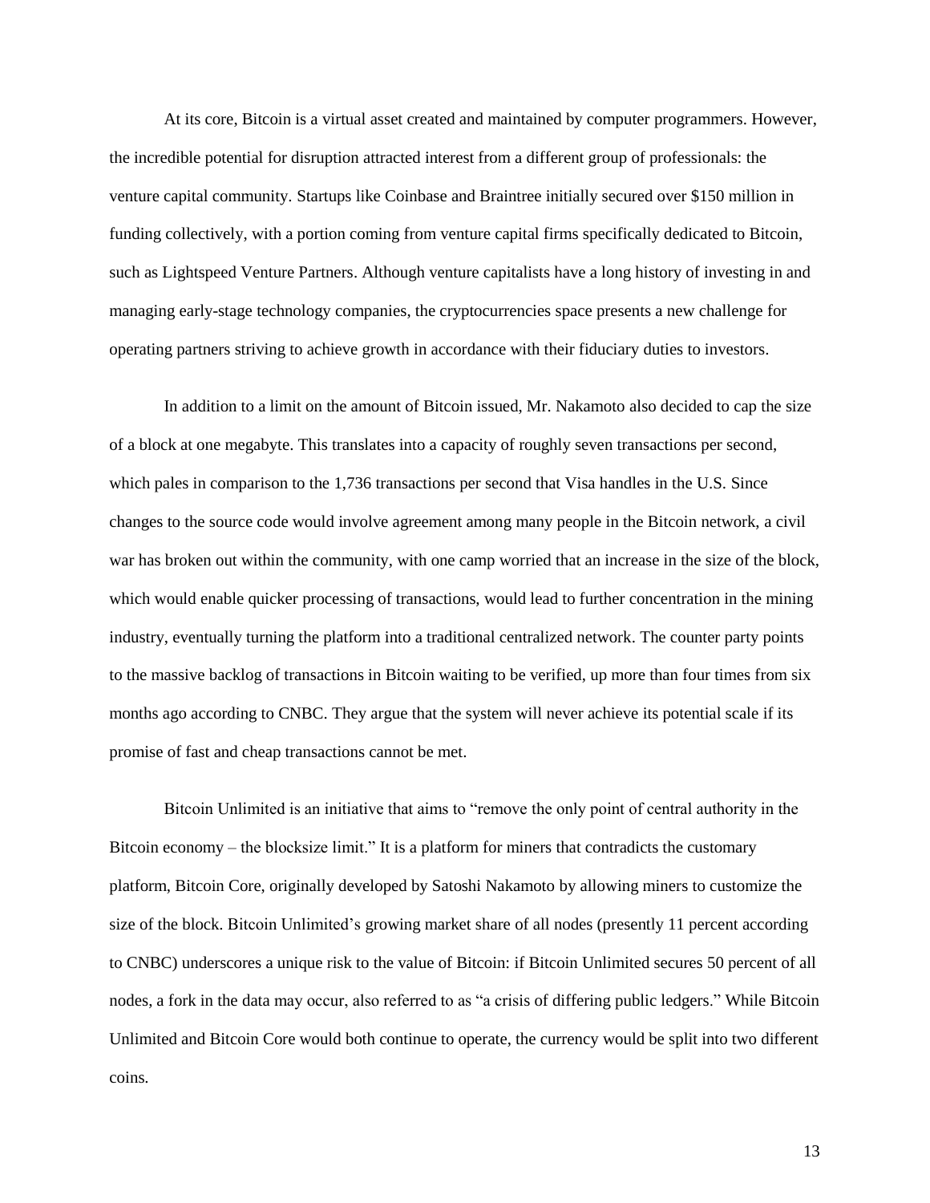At its core, Bitcoin is a virtual asset created and maintained by computer programmers. However, the incredible potential for disruption attracted interest from a different group of professionals: the venture capital community. Startups like Coinbase and Braintree initially secured over $150 million in funding collectively, with a portion coming from venture capital firms specifically dedicated to Bitcoin, such as Lightspeed Venture Partners. Although venture capitalists have a long history of investing in and managing early-stage technology companies, the cryptocurrencies space presents a new challenge for operating partners striving to achieve growth in accordance with their fiduciary duties to investors.

In addition to a limit on the amount of Bitcoin issued, Mr. Nakamoto also decided to cap the size of a block at one megabyte. This translates into a capacity of roughly seven transactions per second, which pales in comparison to the 1,736 transactions per second that Visa handles in the U.S. Since changes to the source code would involve agreement among many people in the Bitcoin network, a civil war has broken out within the community, with one camp worried that an increase in the size of the block, which would enable quicker processing of transactions, would lead to further concentration in the mining industry, eventually turning the platform into a traditional centralized network. The counter party points to the massive backlog of transactions in Bitcoin waiting to be verified, up more than four times from six months ago according to CNBC. They argue that the system will never achieve its potential scale if its promise of fast and cheap transactions cannot be met.

Bitcoin Unlimited is an initiative that aims to "remove the only point of central authority in the Bitcoin economy – the blocksize limit." It is a platform for miners that contradicts the customary platform, Bitcoin Core, originally developed by Satoshi Nakamoto by allowing miners to customize the size of the block. Bitcoin Unlimited's growing market share of all nodes (presently 11 percent according to CNBC) underscores a unique risk to the value of Bitcoin: if Bitcoin Unlimited secures 50 percent of all nodes, a fork in the data may occur, also referred to as "a crisis of differing public ledgers." While Bitcoin Unlimited and Bitcoin Core would both continue to operate, the currency would be split into two different coins.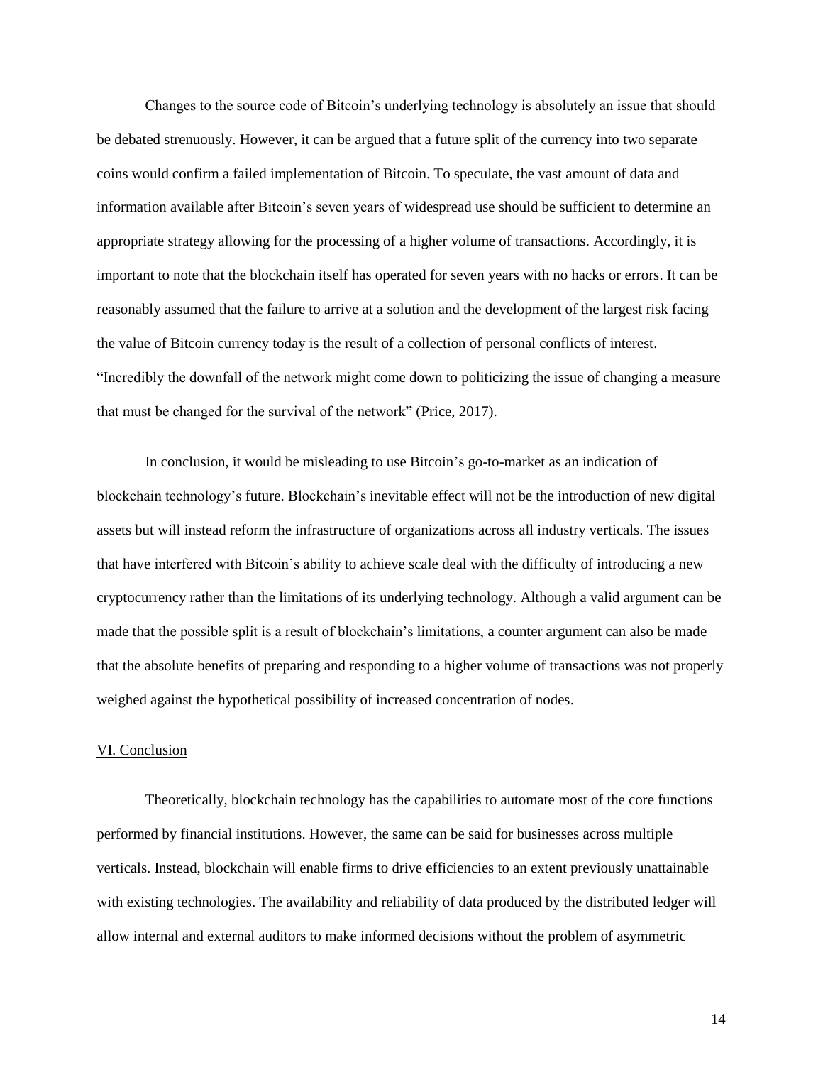Changes to the source code of Bitcoin's underlying technology is absolutely an issue that should be debated strenuously. However, it can be argued that a future split of the currency into two separate coins would confirm a failed implementation of Bitcoin. To speculate, the vast amount of data and information available after Bitcoin's seven years of widespread use should be sufficient to determine an appropriate strategy allowing for the processing of a higher volume of transactions. Accordingly, it is important to note that the blockchain itself has operated for seven years with no hacks or errors. It can be reasonably assumed that the failure to arrive at a solution and the development of the largest risk facing the value of Bitcoin currency today is the result of a collection of personal conflicts of interest. "Incredibly the downfall of the network might come down to politicizing the issue of changing a measure that must be changed for the survival of the network" (Price, 2017).

In conclusion, it would be misleading to use Bitcoin's go-to-market as an indication of blockchain technology's future. Blockchain's inevitable effect will not be the introduction of new digital assets but will instead reform the infrastructure of organizations across all industry verticals. The issues that have interfered with Bitcoin's ability to achieve scale deal with the difficulty of introducing a new cryptocurrency rather than the limitations of its underlying technology. Although a valid argument can be made that the possible split is a result of blockchain's limitations, a counter argument can also be made that the absolute benefits of preparing and responding to a higher volume of transactions was not properly weighed against the hypothetical possibility of increased concentration of nodes.

## VI. Conclusion

Theoretically, blockchain technology has the capabilities to automate most of the core functions performed by financial institutions. However, the same can be said for businesses across multiple verticals. Instead, blockchain will enable firms to drive efficiencies to an extent previously unattainable with existing technologies. The availability and reliability of data produced by the distributed ledger will allow internal and external auditors to make informed decisions without the problem of asymmetric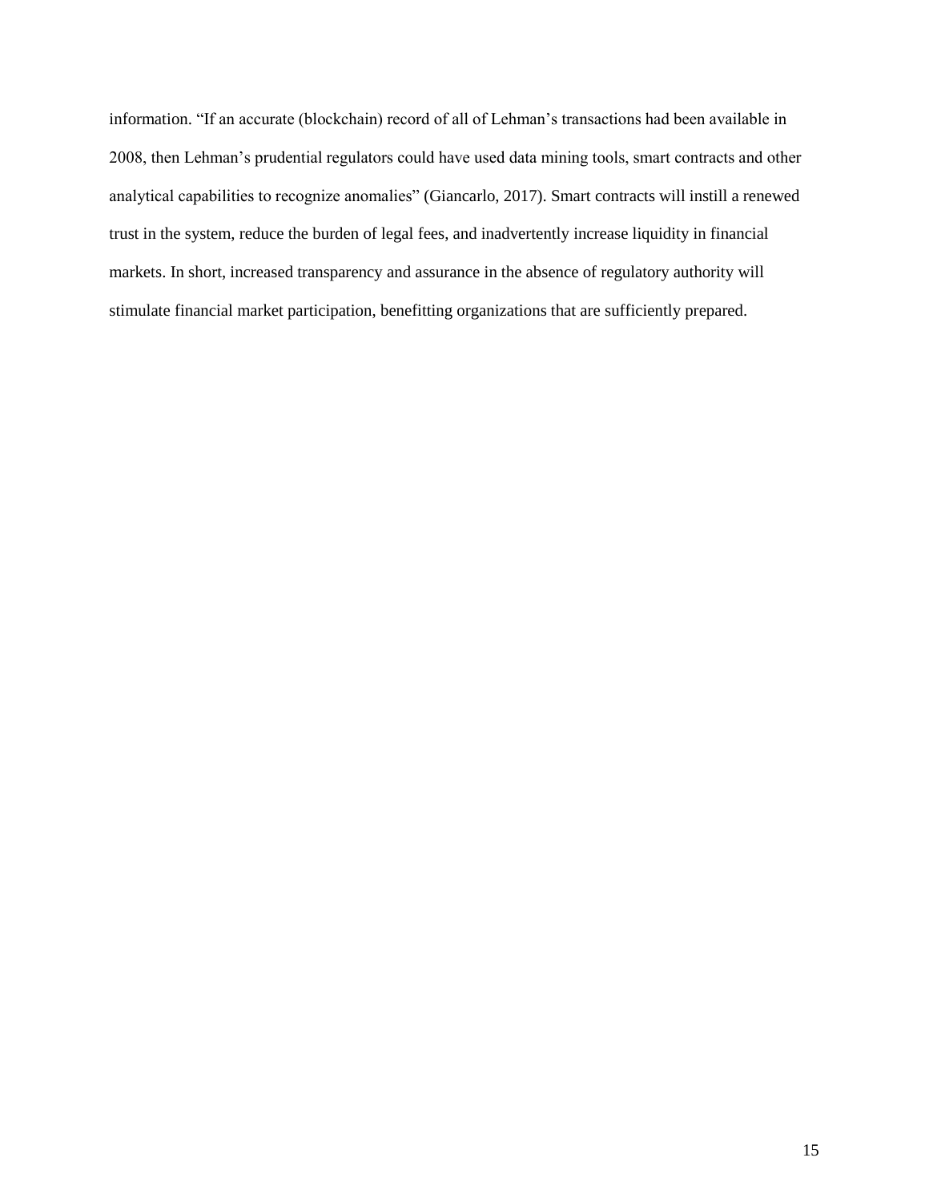information. “If an accurate (blockchain) record of all of Lehman’s transactions had been available in 2008, then Lehman’s prudential regulators could have used data mining tools, smart contracts and other analytical capabilities to recognize anomalies” (Giancarlo, 2017). Smart contracts will instill a renewed trust in the system, reduce the burden of legal fees, and inadvertently increase liquidity in financial markets. In short, increased transparency and assurance in the absence of regulatory authority will stimulate financial market participation, benefitting organizations that are sufficiently prepared.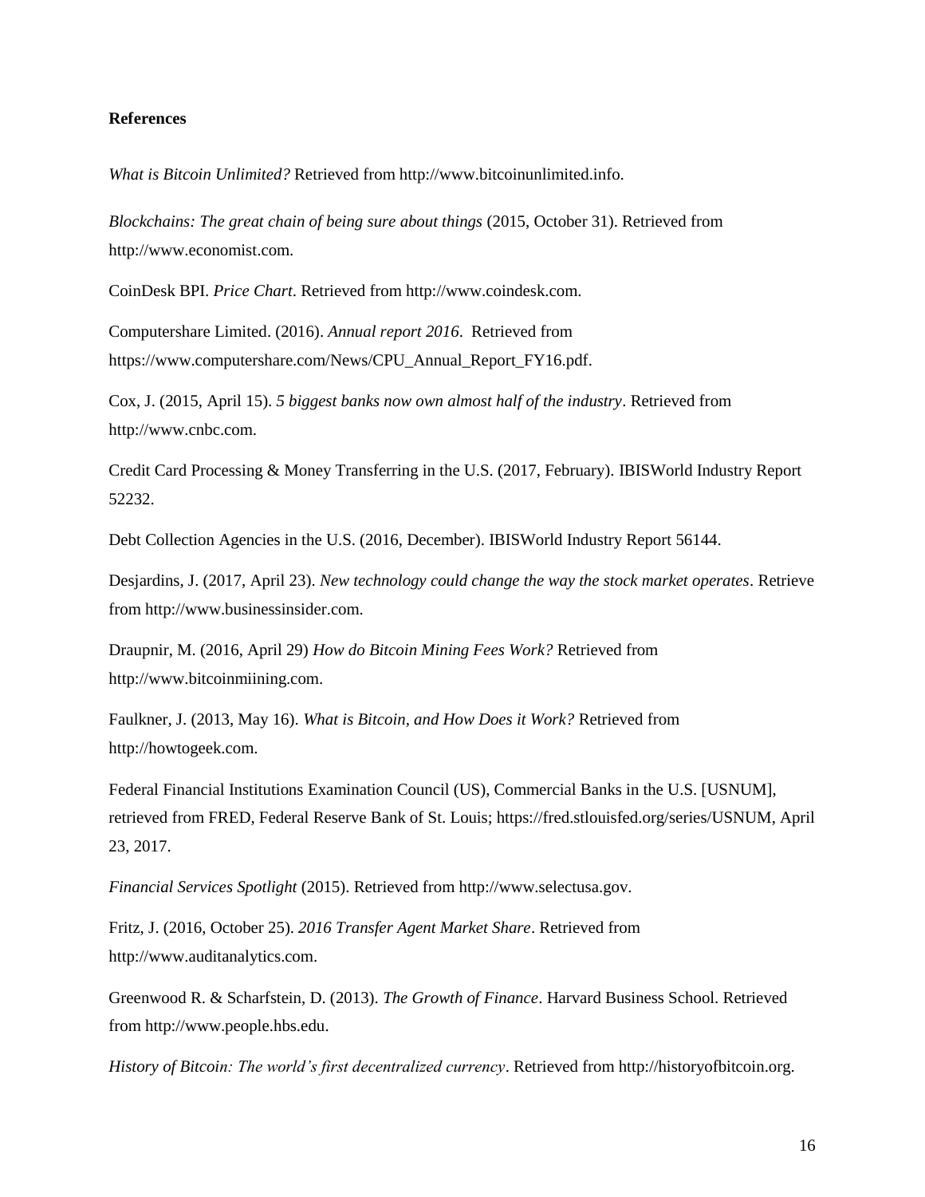**References**

*What is Bitcoin Unlimited?* Retrieved from http://www.bitcoinunlimited.info.

*Blockchains: The great chain of being sure about things* (2015, October 31). Retrieved from http://www.economist.com.

CoinDesk BPI. *Price Chart*. Retrieved from http://www.coindesk.com.

Computershare Limited. (2016). *Annual report 2016*. Retrieved from https://www.computershare.com/News/CPU_Annual_Report_FY16.pdf.

Cox, J. (2015, April 15). *5 biggest banks now own almost half of the industry*. Retrieved from http://www.cnbc.com.

Credit Card Processing & Money Transferring in the U.S. (2017, February). IBISWorld Industry Report 52232.

Debt Collection Agencies in the U.S. (2016, December). IBISWorld Industry Report 56144.

Desjardins, J. (2017, April 23). *New technology could change the way the stock market operates*. Retrieve from http://www.businessinsider.com.

Draupnir, M. (2016, April 29) *How do Bitcoin Mining Fees Work?* Retrieved from http://www.bitcoinmiining.com.

Faulkner, J. (2013, May 16). *What is Bitcoin, and How Does it Work?* Retrieved from http://howtogeek.com.

Federal Financial Institutions Examination Council (US), Commercial Banks in the U.S. [USNUM], retrieved from FRED, Federal Reserve Bank of St. Louis; https://fred.stlouisfed.org/series/USNUM, April 23, 2017.

*Financial Services Spotlight* (2015). Retrieved from http://www.selectusa.gov.

Fritz, J. (2016, October 25). *2016 Transfer Agent Market Share*. Retrieved from http://www.auditanalytics.com.

Greenwood R. & Scharfstein, D. (2013). *The Growth of Finance*. Harvard Business School. Retrieved from http://www.people.hbs.edu.

*History of Bitcoin: The world's first decentralized currency*. Retrieved from http://historyofbitcoin.org.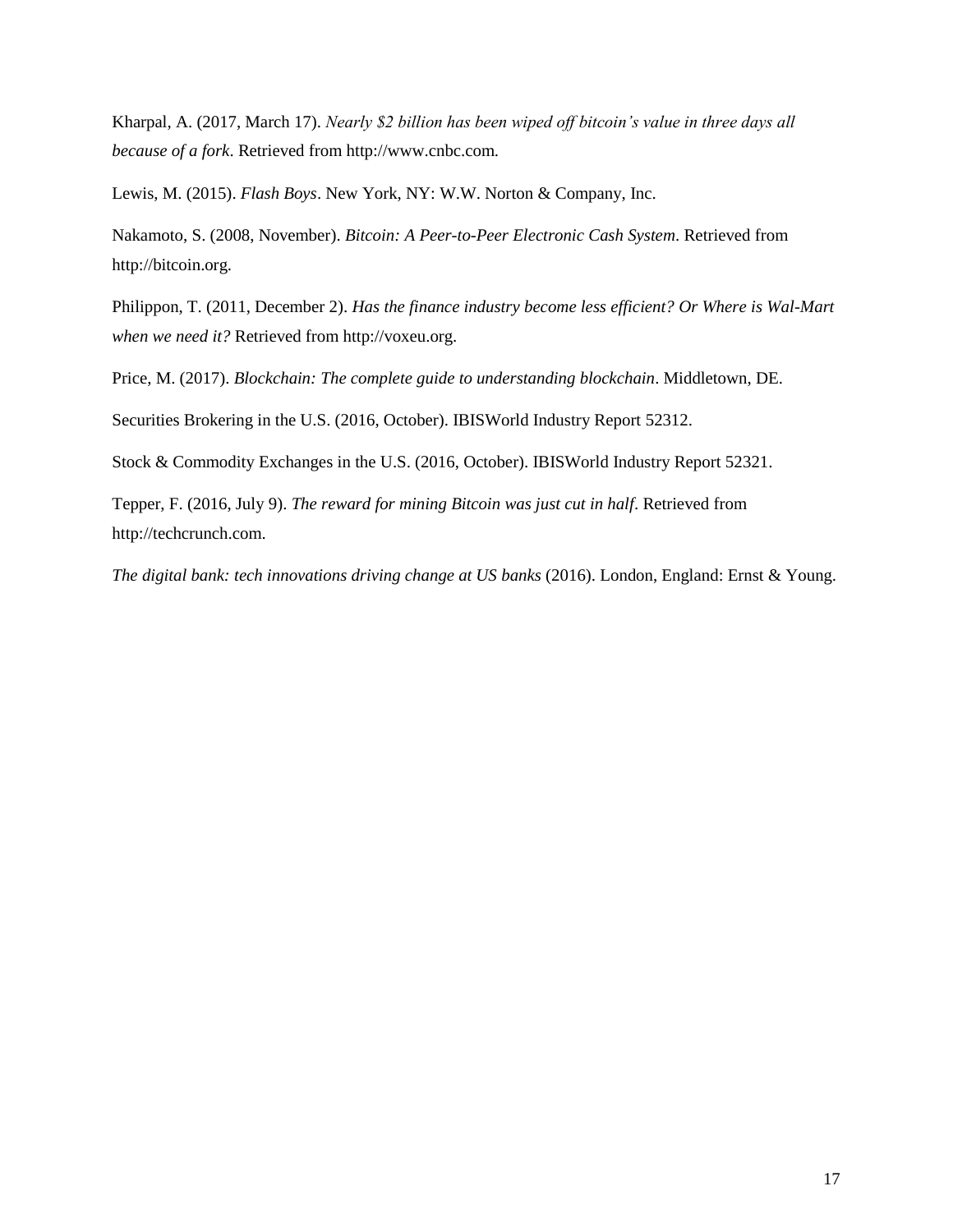Kharpal, A. (2017, March 17). *Nearly $2 billion has been wiped off bitcoin's value in three days all because of a fork*. Retrieved from http://www.cnbc.com.

Lewis, M. (2015). *Flash Boys*. New York, NY: W.W. Norton & Company, Inc.

Nakamoto, S. (2008, November). *Bitcoin: A Peer-to-Peer Electronic Cash System*. Retrieved from http://bitcoin.org.

Philippon, T. (2011, December 2). *Has the finance industry become less efficient? Or Where is Wal-Mart when we need it?* Retrieved from http://voxeu.org.

Price, M. (2017). *Blockchain: The complete guide to understanding blockchain*. Middletown, DE.

Securities Brokering in the U.S. (2016, October). IBISWorld Industry Report 52312.

Stock & Commodity Exchanges in the U.S. (2016, October). IBISWorld Industry Report 52321.

Tepper, F. (2016, July 9). *The reward for mining Bitcoin was just cut in half*. Retrieved from http://techcrunch.com.

*The digital bank: tech innovations driving change at US banks* (2016). London, England: Ernst & Young.